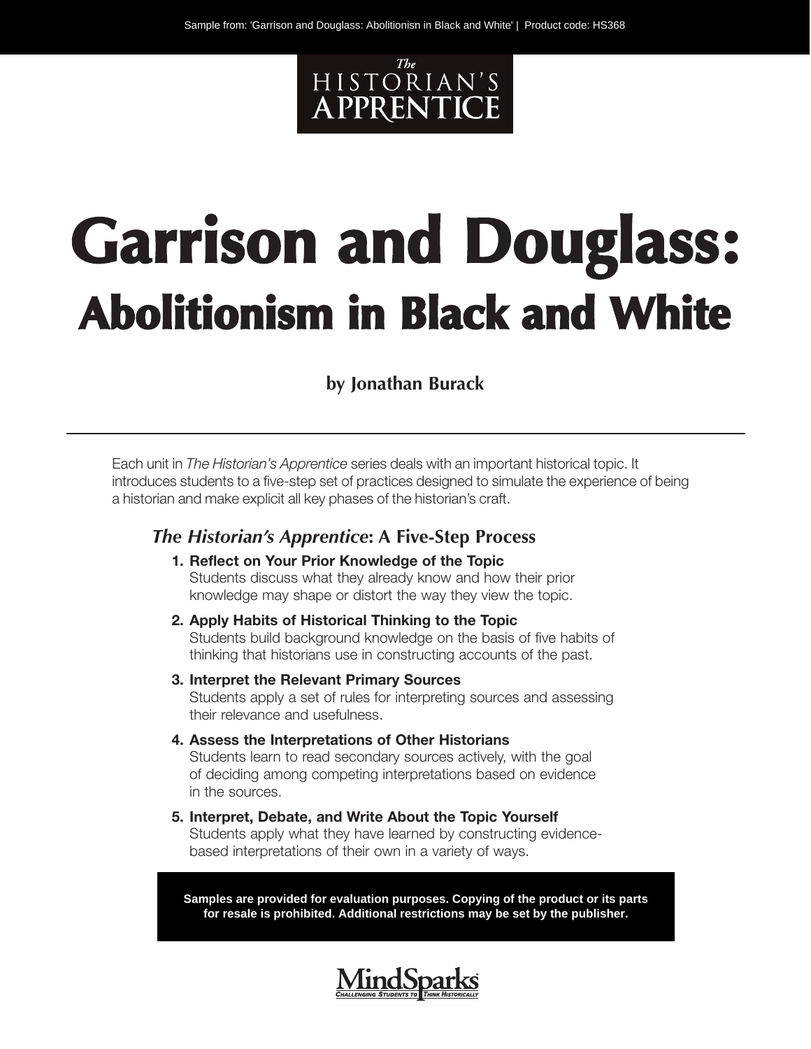Sample from: 'Garrison and Douglass: Abolitionisn in Black and White' | Product code: HS368

The HISTORIAN'S APPRENTICE

# Garrison and Douglass:
## Abolitionism in Black and White

**by Jonathan Burack**

---

Each unit in *The Historian's Apprentice* series deals with an important historical topic. It introduces students to a five-step set of practices designed to simulate the experience of being a historian and make explicit all key phases of the historian's craft.

### *The Historian's Apprentice*: A Five-Step Process

1. **Reflect on Your Prior Knowledge of the Topic**
   Students discuss what they already know and how their prior knowledge may shape or distort the way they view the topic.
2. **Apply Habits of Historical Thinking to the Topic**
   Students build background knowledge on the basis of five habits of thinking that historians use in constructing accounts of the past.
3. **Interpret the Relevant Primary Sources**
   Students apply a set of rules for interpreting sources and assessing their relevance and usefulness.
4. **Assess the Interpretations of Other Historians**
   Students learn to read secondary sources actively, with the goal of deciding among competing interpretations based on evidence in the sources.
5. **Interpret, Debate, and Write About the Topic Yourself**
   Students apply what they have learned by constructing evidence-based interpretations of their own in a variety of ways.

**Samples are provided for evaluation purposes. Copying of the product or its parts for resale is prohibited. Additional restrictions may be set by the publisher.**

MindSparks
CHALLENGING STUDENTS TO THINK HISTORICALLY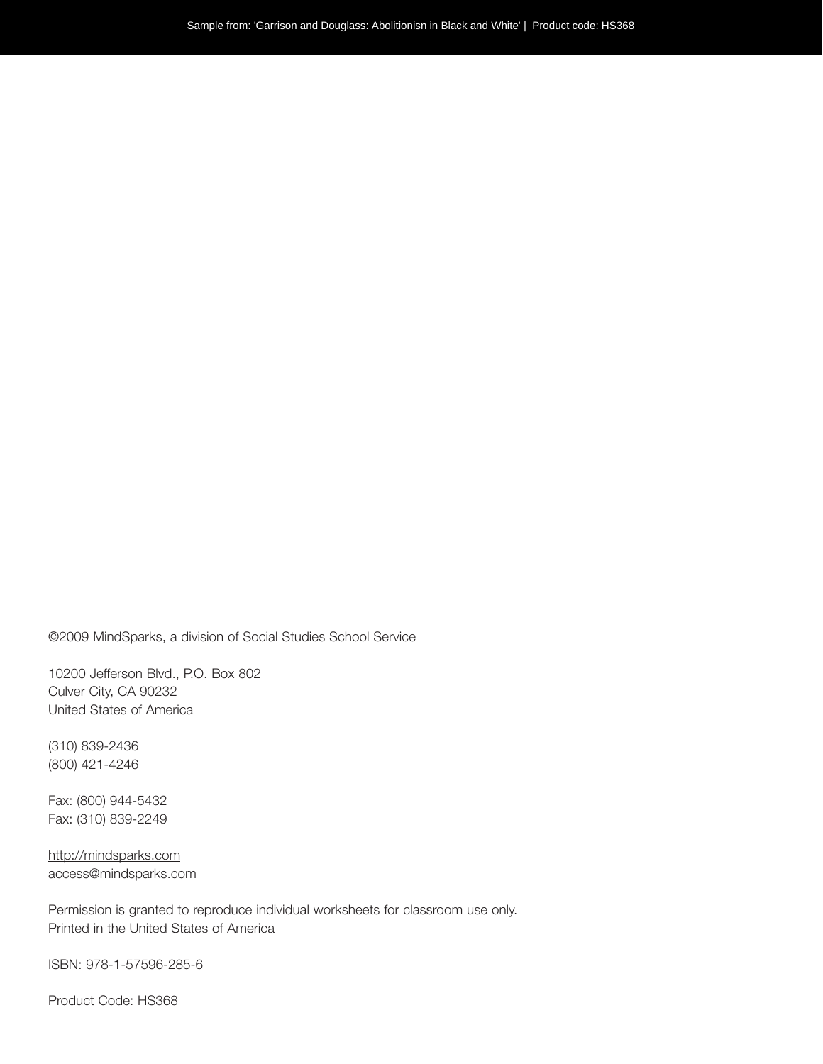©2009 MindSparks, a division of Social Studies School Service

10200 Jefferson Blvd., P.O. Box 802
Culver City, CA 90232
United States of America

(310) 839-2436
(800) 421-4246

Fax: (800) 944-5432
Fax: (310) 839-2249

http://mindsparks.com
access@mindsparks.com

Permission is granted to reproduce individual worksheets for classroom use only.
Printed in the United States of America

ISBN: 978-1-57596-285-6

Product Code: HS368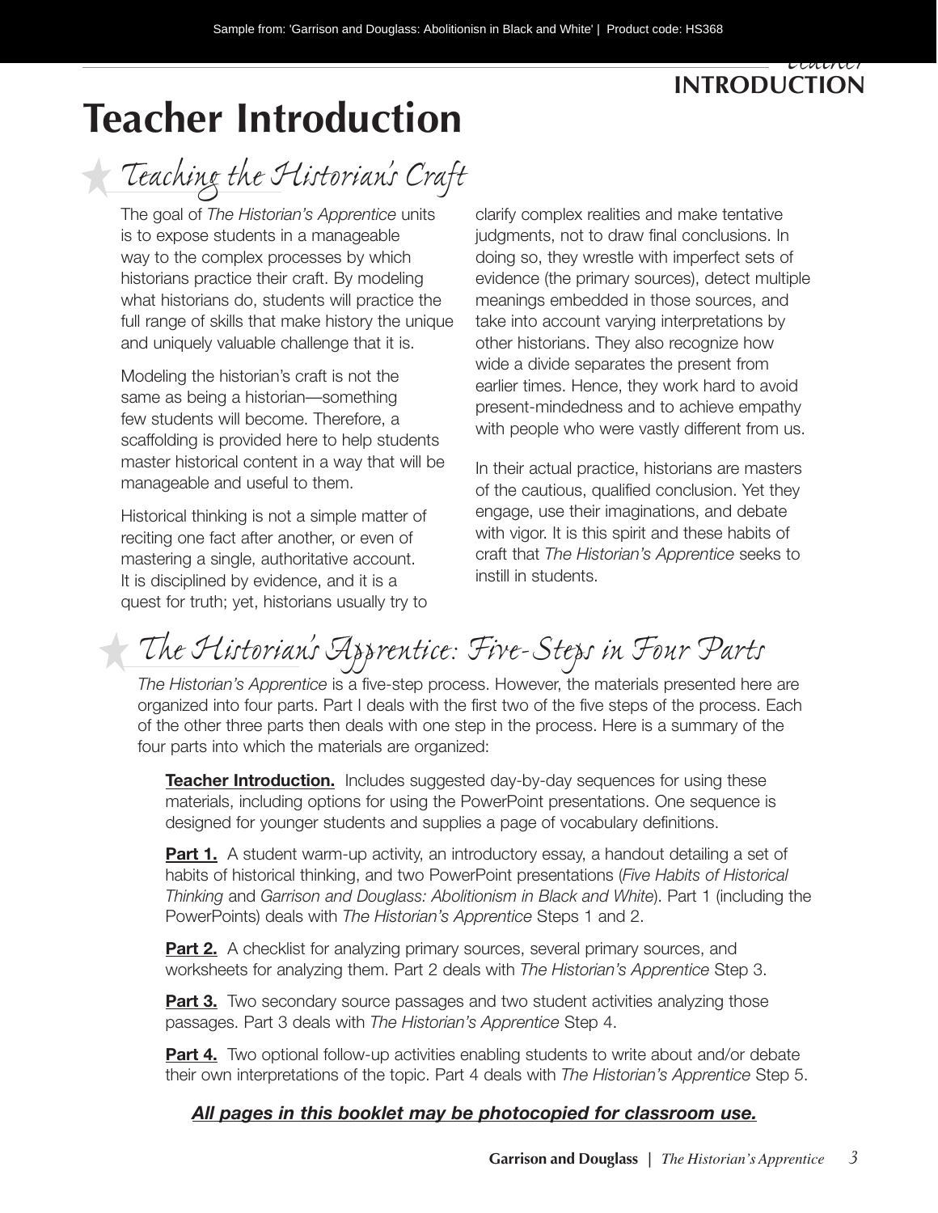# Teacher Introduction

## Teaching the Historian's Craft

The goal of *The Historian's Apprentice* units is to expose students in a manageable way to the complex processes by which historians practice their craft. By modeling what historians do, students will practice the full range of skills that make history the unique and uniquely valuable challenge that it is.

Modeling the historian's craft is not the same as being a historian—something few students will become. Therefore, a scaffolding is provided here to help students master historical content in a way that will be manageable and useful to them.

Historical thinking is not a simple matter of reciting one fact after another, or even of mastering a single, authoritative account. It is disciplined by evidence, and it is a quest for truth; yet, historians usually try to clarify complex realities and make tentative judgments, not to draw final conclusions. In doing so, they wrestle with imperfect sets of evidence (the primary sources), detect multiple meanings embedded in those sources, and take into account varying interpretations by other historians. They also recognize how wide a divide separates the present from earlier times. Hence, they work hard to avoid present-mindedness and to achieve empathy with people who were vastly different from us.

In their actual practice, historians are masters of the cautious, qualified conclusion. Yet they engage, use their imaginations, and debate with vigor. It is this spirit and these habits of craft that *The Historian's Apprentice* seeks to instill in students.

## The Historian's Apprentice: Five-Steps in Four Parts

*The Historian's Apprentice* is a five-step process. However, the materials presented here are organized into four parts. Part I deals with the first two of the five steps of the process. Each of the other three parts then deals with one step in the process. Here is a summary of the four parts into which the materials are organized:

**Teacher Introduction.** Includes suggested day-by-day sequences for using these materials, including options for using the PowerPoint presentations. One sequence is designed for younger students and supplies a page of vocabulary definitions.

**Part 1.** A student warm-up activity, an introductory essay, a handout detailing a set of habits of historical thinking, and two PowerPoint presentations (*Five Habits of Historical Thinking* and *Garrison and Douglass: Abolitionism in Black and White*). Part 1 (including the PowerPoints) deals with *The Historian's Apprentice* Steps 1 and 2.

**Part 2.** A checklist for analyzing primary sources, several primary sources, and worksheets for analyzing them. Part 2 deals with *The Historian's Apprentice* Step 3.

**Part 3.** Two secondary source passages and two student activities analyzing those passages. Part 3 deals with *The Historian's Apprentice* Step 4.

**Part 4.** Two optional follow-up activities enabling students to write about and/or debate their own interpretations of the topic. Part 4 deals with *The Historian's Apprentice* Step 5.

***All pages in this booklet may be photocopied for classroom use.***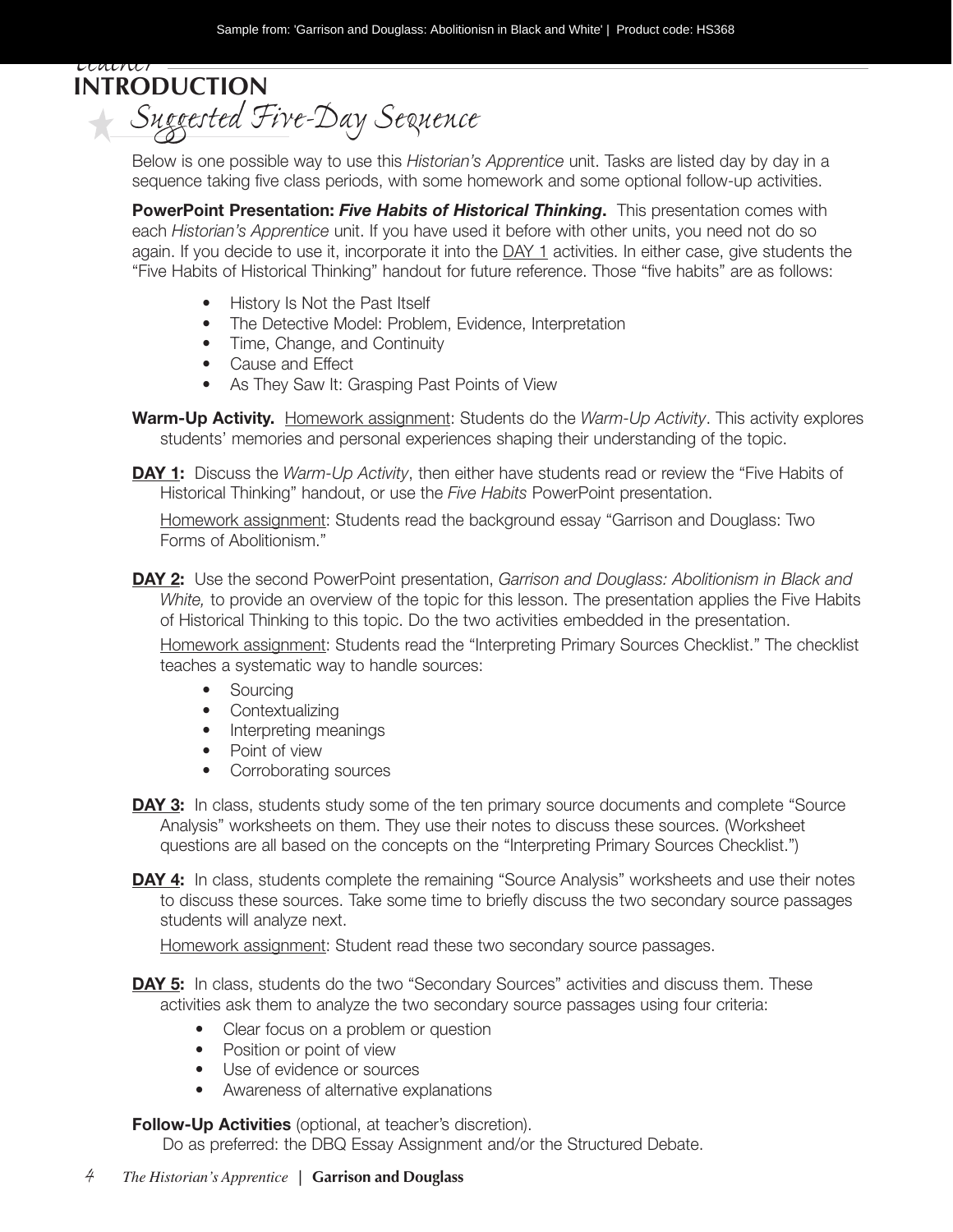# Teacher INTRODUCTION

## Suggested Five-Day Sequence

Below is one possible way to use this *Historian's Apprentice* unit. Tasks are listed day by day in a sequence taking five class periods, with some homework and some optional follow-up activities.

**PowerPoint Presentation: *Five Habits of Historical Thinking*.** This presentation comes with each *Historian's Apprentice* unit. If you have used it before with other units, you need not do so again. If you decide to use it, incorporate it into the DAY 1 activities. In either case, give students the "Five Habits of Historical Thinking" handout for future reference. Those "five habits" are as follows:

- History Is Not the Past Itself
- The Detective Model: Problem, Evidence, Interpretation
- Time, Change, and Continuity
- Cause and Effect
- As They Saw It: Grasping Past Points of View

**Warm-Up Activity.** Homework assignment: Students do the *Warm-Up Activity*. This activity explores students' memories and personal experiences shaping their understanding of the topic.

**DAY 1:** Discuss the *Warm-Up Activity*, then either have students read or review the "Five Habits of Historical Thinking" handout, or use the *Five Habits* PowerPoint presentation.

Homework assignment: Students read the background essay "Garrison and Douglass: Two Forms of Abolitionism."

**DAY 2:** Use the second PowerPoint presentation, *Garrison and Douglass: Abolitionism in Black and White,* to provide an overview of the topic for this lesson. The presentation applies the Five Habits of Historical Thinking to this topic. Do the two activities embedded in the presentation.

Homework assignment: Students read the "Interpreting Primary Sources Checklist." The checklist teaches a systematic way to handle sources:

- Sourcing
- Contextualizing
- Interpreting meanings
- Point of view
- Corroborating sources

**DAY 3:** In class, students study some of the ten primary source documents and complete "Source Analysis" worksheets on them. They use their notes to discuss these sources. (Worksheet questions are all based on the concepts on the "Interpreting Primary Sources Checklist.")

**DAY 4:** In class, students complete the remaining "Source Analysis" worksheets and use their notes to discuss these sources. Take some time to briefly discuss the two secondary source passages students will analyze next.

Homework assignment: Student read these two secondary source passages.

**DAY 5:** In class, students do the two "Secondary Sources" activities and discuss them. These activities ask them to analyze the two secondary source passages using four criteria:

- Clear focus on a problem or question
- Position or point of view
- Use of evidence or sources
- Awareness of alternative explanations

**Follow-Up Activities** (optional, at teacher's discretion).

Do as preferred: the DBQ Essay Assignment and/or the Structured Debate.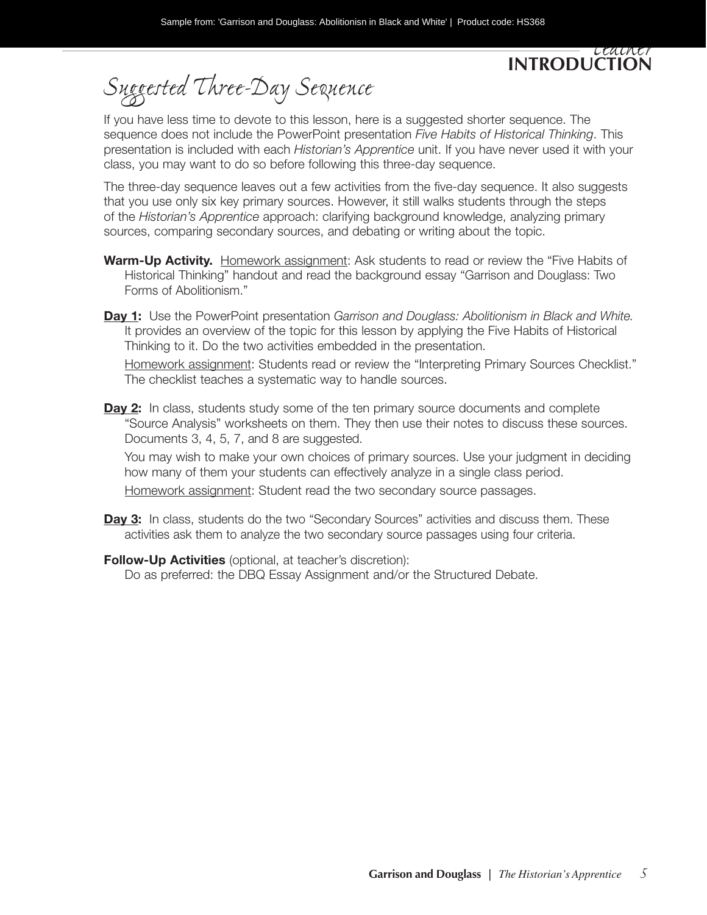# Suggested Three-Day Sequence

If you have less time to devote to this lesson, here is a suggested shorter sequence. The sequence does not include the PowerPoint presentation *Five Habits of Historical Thinking*. This presentation is included with each *Historian's Apprentice* unit. If you have never used it with your class, you may want to do so before following this three-day sequence.

The three-day sequence leaves out a few activities from the five-day sequence. It also suggests that you use only six key primary sources. However, it still walks students through the steps of the *Historian's Apprentice* approach: clarifying background knowledge, analyzing primary sources, comparing secondary sources, and debating or writing about the topic.

**Warm-Up Activity.** Homework assignment: Ask students to read or review the "Five Habits of Historical Thinking" handout and read the background essay "Garrison and Douglass: Two Forms of Abolitionism."

**Day 1:** Use the PowerPoint presentation *Garrison and Douglass: Abolitionism in Black and White.* It provides an overview of the topic for this lesson by applying the Five Habits of Historical Thinking to it. Do the two activities embedded in the presentation.

Homework assignment: Students read or review the "Interpreting Primary Sources Checklist." The checklist teaches a systematic way to handle sources.

**Day 2:** In class, students study some of the ten primary source documents and complete "Source Analysis" worksheets on them. They then use their notes to discuss these sources. Documents 3, 4, 5, 7, and 8 are suggested.

You may wish to make your own choices of primary sources. Use your judgment in deciding how many of them your students can effectively analyze in a single class period.

Homework assignment: Student read the two secondary source passages.

**Day 3:** In class, students do the two "Secondary Sources" activities and discuss them. These activities ask them to analyze the two secondary source passages using four criteria.

**Follow-Up Activities** (optional, at teacher's discretion):

Do as preferred: the DBQ Essay Assignment and/or the Structured Debate.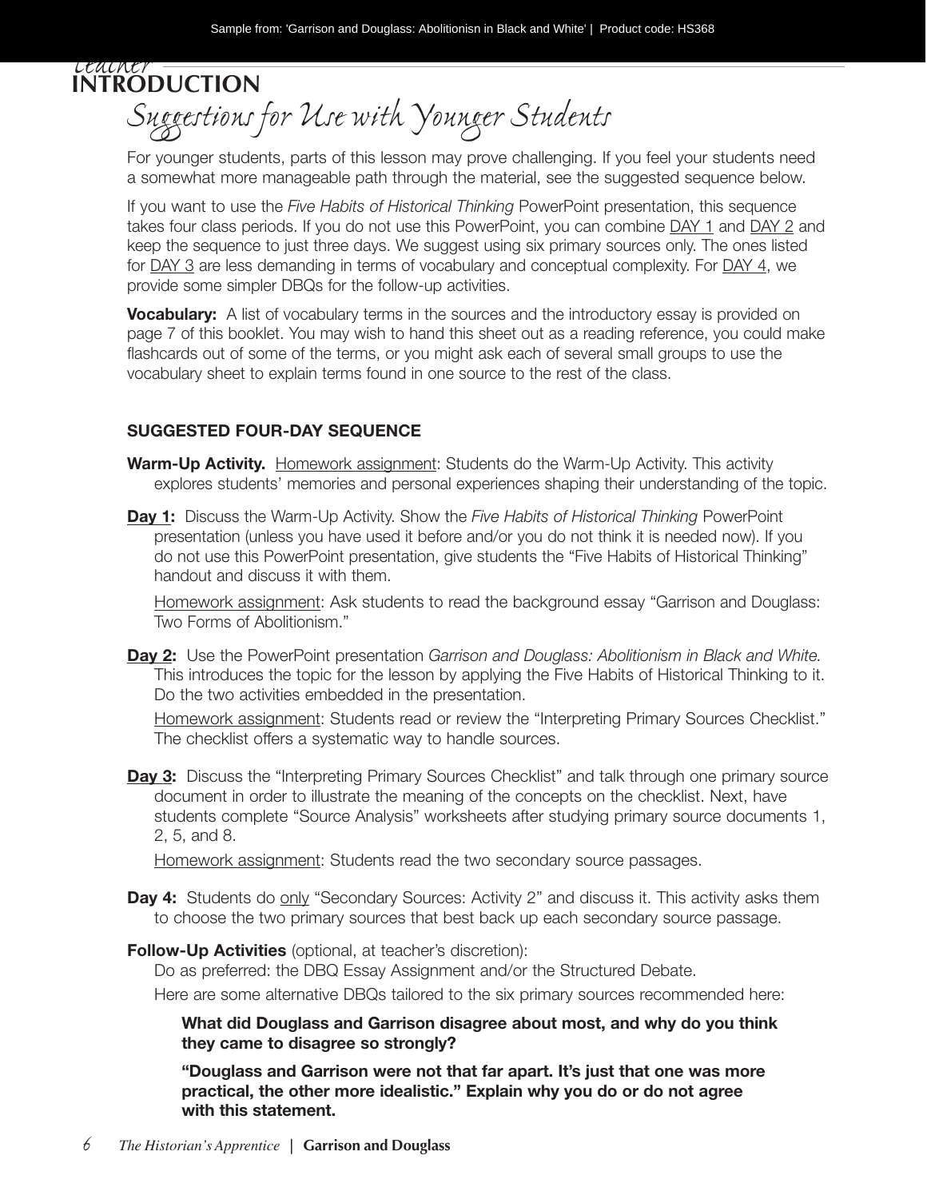# Teacher INTRODUCTION

## Suggestions for Use with Younger Students

For younger students, parts of this lesson may prove challenging. If you feel your students need a somewhat more manageable path through the material, see the suggested sequence below.

If you want to use the *Five Habits of Historical Thinking* PowerPoint presentation, this sequence takes four class periods. If you do not use this PowerPoint, you can combine DAY 1 and DAY 2 and keep the sequence to just three days. We suggest using six primary sources only. The ones listed for DAY 3 are less demanding in terms of vocabulary and conceptual complexity. For DAY 4, we provide some simpler DBQs for the follow-up activities.

**Vocabulary:** A list of vocabulary terms in the sources and the introductory essay is provided on page 7 of this booklet. You may wish to hand this sheet out as a reading reference, you could make flashcards out of some of the terms, or you might ask each of several small groups to use the vocabulary sheet to explain terms found in one source to the rest of the class.

### SUGGESTED FOUR-DAY SEQUENCE

**Warm-Up Activity.** Homework assignment: Students do the Warm-Up Activity. This activity explores students' memories and personal experiences shaping their understanding of the topic.

**Day 1:** Discuss the Warm-Up Activity. Show the *Five Habits of Historical Thinking* PowerPoint presentation (unless you have used it before and/or you do not think it is needed now). If you do not use this PowerPoint presentation, give students the "Five Habits of Historical Thinking" handout and discuss it with them.

Homework assignment: Ask students to read the background essay "Garrison and Douglass: Two Forms of Abolitionism."

**Day 2:** Use the PowerPoint presentation *Garrison and Douglass: Abolitionism in Black and White.* This introduces the topic for the lesson by applying the Five Habits of Historical Thinking to it. Do the two activities embedded in the presentation.

Homework assignment: Students read or review the "Interpreting Primary Sources Checklist." The checklist offers a systematic way to handle sources.

**Day 3:** Discuss the "Interpreting Primary Sources Checklist" and talk through one primary source document in order to illustrate the meaning of the concepts on the checklist. Next, have students complete "Source Analysis" worksheets after studying primary source documents 1, 2, 5, and 8.

Homework assignment: Students read the two secondary source passages.

**Day 4:** Students do only "Secondary Sources: Activity 2" and discuss it. This activity asks them to choose the two primary sources that best back up each secondary source passage.

**Follow-Up Activities** (optional, at teacher's discretion):

Do as preferred: the DBQ Essay Assignment and/or the Structured Debate.

Here are some alternative DBQs tailored to the six primary sources recommended here:

**What did Douglass and Garrison disagree about most, and why do you think they came to disagree so strongly?**

**"Douglass and Garrison were not that far apart. It's just that one was more practical, the other more idealistic." Explain why you do or do not agree with this statement.**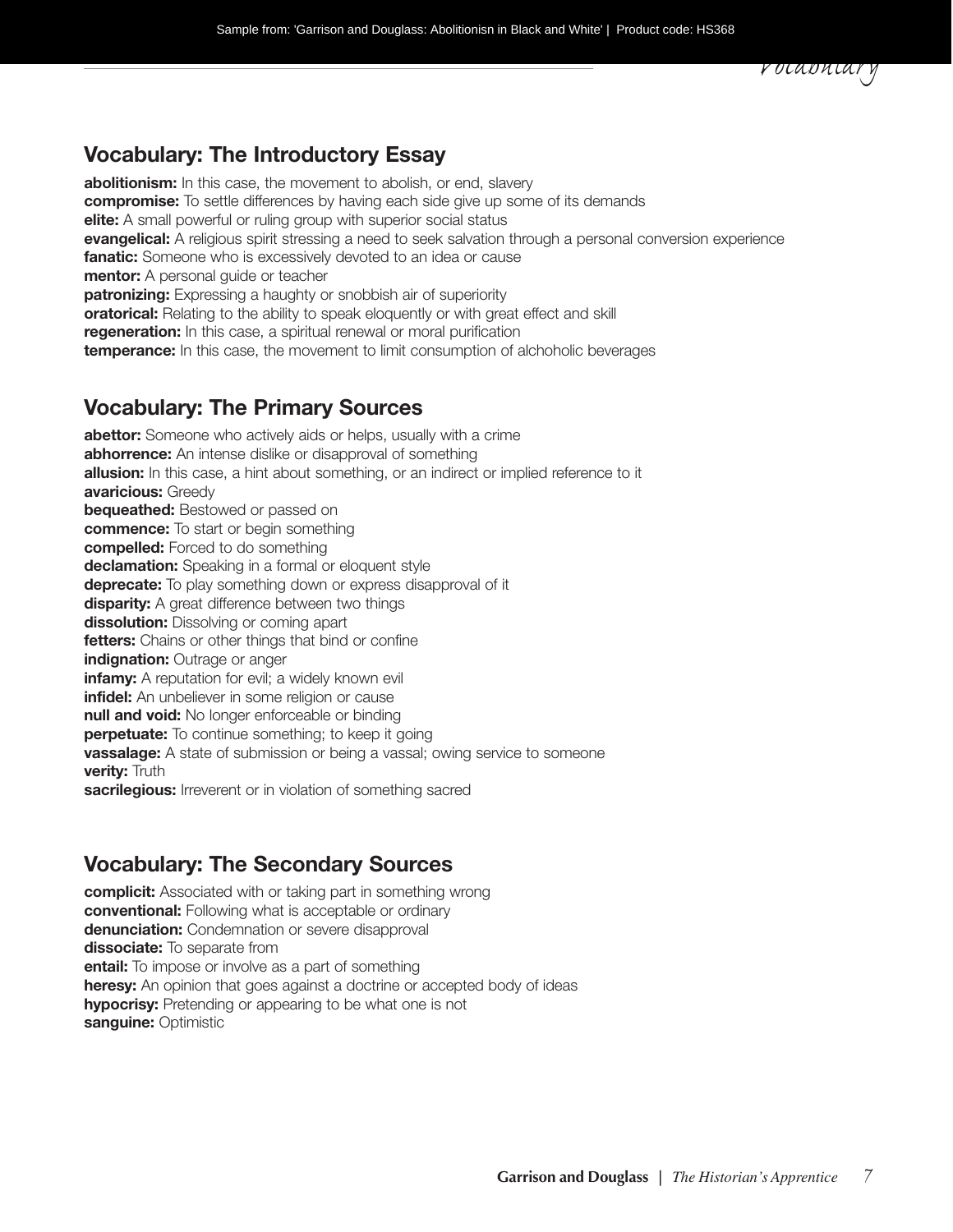## Vocabulary: The Introductory Essay

**abolitionism:** In this case, the movement to abolish, or end, slavery
**compromise:** To settle differences by having each side give up some of its demands
**elite:** A small powerful or ruling group with superior social status
**evangelical:** A religious spirit stressing a need to seek salvation through a personal conversion experience
**fanatic:** Someone who is excessively devoted to an idea or cause
**mentor:** A personal guide or teacher
**patronizing:** Expressing a haughty or snobbish air of superiority
**oratorical:** Relating to the ability to speak eloquently or with great effect and skill
**regeneration:** In this case, a spiritual renewal or moral purification
**temperance:** In this case, the movement to limit consumption of alchoholic beverages

## Vocabulary: The Primary Sources

**abettor:** Someone who actively aids or helps, usually with a crime
**abhorrence:** An intense dislike or disapproval of something
**allusion:** In this case, a hint about something, or an indirect or implied reference to it
**avaricious:** Greedy
**bequeathed:** Bestowed or passed on
**commence:** To start or begin something
**compelled:** Forced to do something
**declamation:** Speaking in a formal or eloquent style
**deprecate:** To play something down or express disapproval of it
**disparity:** A great difference between two things
**dissolution:** Dissolving or coming apart
**fetters:** Chains or other things that bind or confine
**indignation:** Outrage or anger
**infamy:** A reputation for evil; a widely known evil
**infidel:** An unbeliever in some religion or cause
**null and void:** No longer enforceable or binding
**perpetuate:** To continue something; to keep it going
**vassalage:** A state of submission or being a vassal; owing service to someone
**verity:** Truth
**sacrilegious:** Irreverent or in violation of something sacred

## Vocabulary: The Secondary Sources

**complicit:** Associated with or taking part in something wrong
**conventional:** Following what is acceptable or ordinary
**denunciation:** Condemnation or severe disapproval
**dissociate:** To separate from
**entail:** To impose or involve as a part of something
**heresy:** An opinion that goes against a doctrine or accepted body of ideas
**hypocrisy:** Pretending or appearing to be what one is not
**sanguine:** Optimistic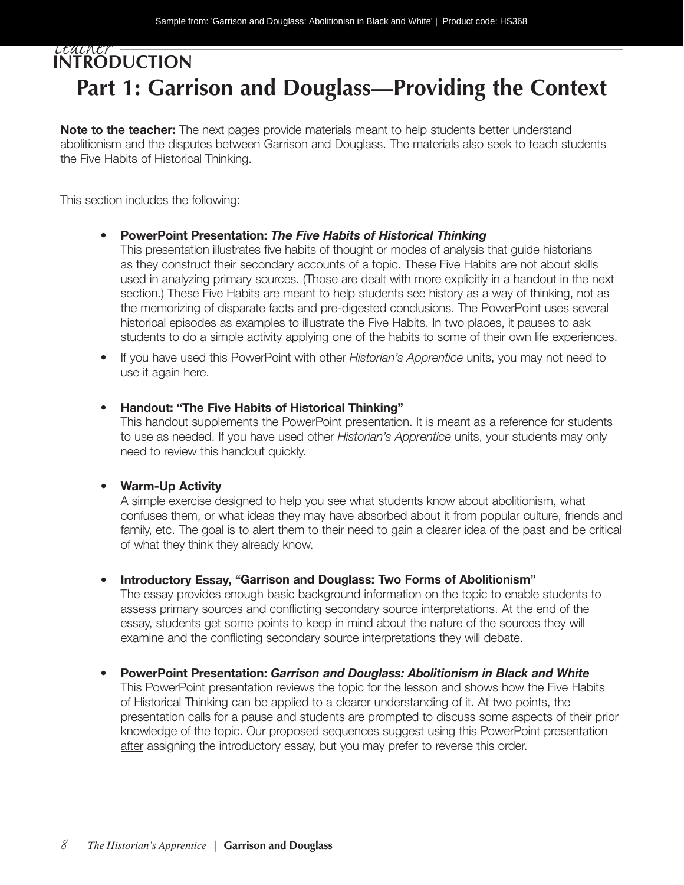## Teacher INTRODUCTION

# Part 1: Garrison and Douglass—Providing the Context

**Note to the teacher:** The next pages provide materials meant to help students better understand abolitionism and the disputes between Garrison and Douglass. The materials also seek to teach students the Five Habits of Historical Thinking.

This section includes the following:

- **PowerPoint Presentation: *The Five Habits of Historical Thinking***
  This presentation illustrates five habits of thought or modes of analysis that guide historians as they construct their secondary accounts of a topic. These Five Habits are not about skills used in analyzing primary sources. (Those are dealt with more explicitly in a handout in the next section.) These Five Habits are meant to help students see history as a way of thinking, not as the memorizing of disparate facts and pre-digested conclusions. The PowerPoint uses several historical episodes as examples to illustrate the Five Habits. In two places, it pauses to ask students to do a simple activity applying one of the habits to some of their own life experiences.
- If you have used this PowerPoint with other *Historian's Apprentice* units, you may not need to use it again here.
- **Handout: "The Five Habits of Historical Thinking"**
  This handout supplements the PowerPoint presentation. It is meant as a reference for students to use as needed. If you have used other *Historian's Apprentice* units, your students may only need to review this handout quickly.
- **Warm-Up Activity**
  A simple exercise designed to help you see what students know about abolitionism, what confuses them, or what ideas they may have absorbed about it from popular culture, friends and family, etc. The goal is to alert them to their need to gain a clearer idea of the past and be critical of what they think they already know.
- **Introductory Essay, "Garrison and Douglass: Two Forms of Abolitionism"**
  The essay provides enough basic background information on the topic to enable students to assess primary sources and conflicting secondary source interpretations. At the end of the essay, students get some points to keep in mind about the nature of the sources they will examine and the conflicting secondary source interpretations they will debate.
- **PowerPoint Presentation: *Garrison and Douglass: Abolitionism in Black and White***
  This PowerPoint presentation reviews the topic for the lesson and shows how the Five Habits of Historical Thinking can be applied to a clearer understanding of it. At two points, the presentation calls for a pause and students are prompted to discuss some aspects of their prior knowledge of the topic. Our proposed sequences suggest using this PowerPoint presentation after assigning the introductory essay, but you may prefer to reverse this order.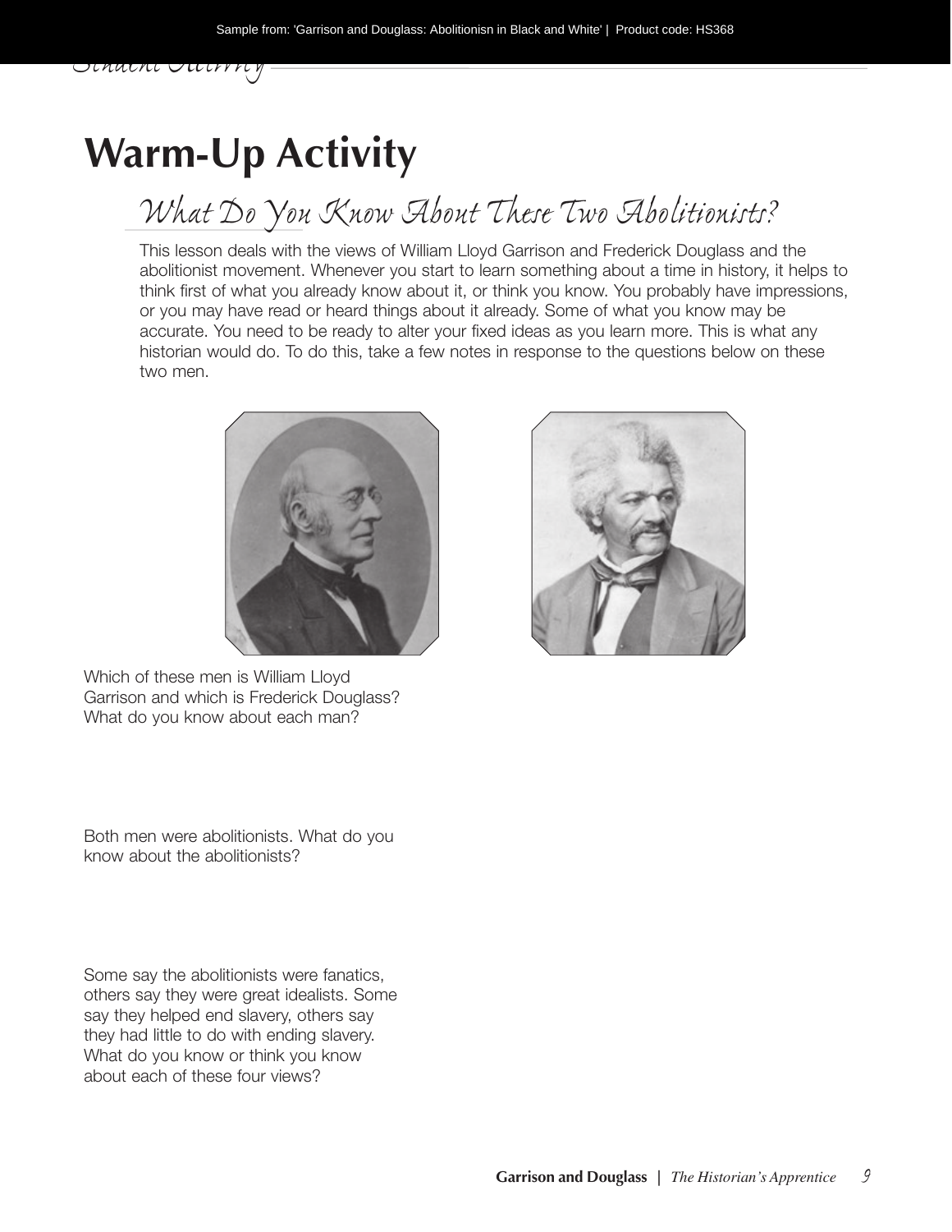# Warm-Up Activity

## What Do You Know About These Two Abolitionists?

This lesson deals with the views of William Lloyd Garrison and Frederick Douglass and the abolitionist movement. Whenever you start to learn something about a time in history, it helps to think first of what you already know about it, or think you know. You probably have impressions, or you may have read or heard things about it already. Some of what you know may be accurate. You need to be ready to alter your fixed ideas as you learn more. This is what any historian would do. To do this, take a few notes in response to the questions below on these two men.

Which of these men is William Lloyd Garrison and which is Frederick Douglass? What do you know about each man?

Both men were abolitionists. What do you know about the abolitionists?

Some say the abolitionists were fanatics, others say they were great idealists. Some say they helped end slavery, others say they had little to do with ending slavery. What do you know or think you know about each of these four views?